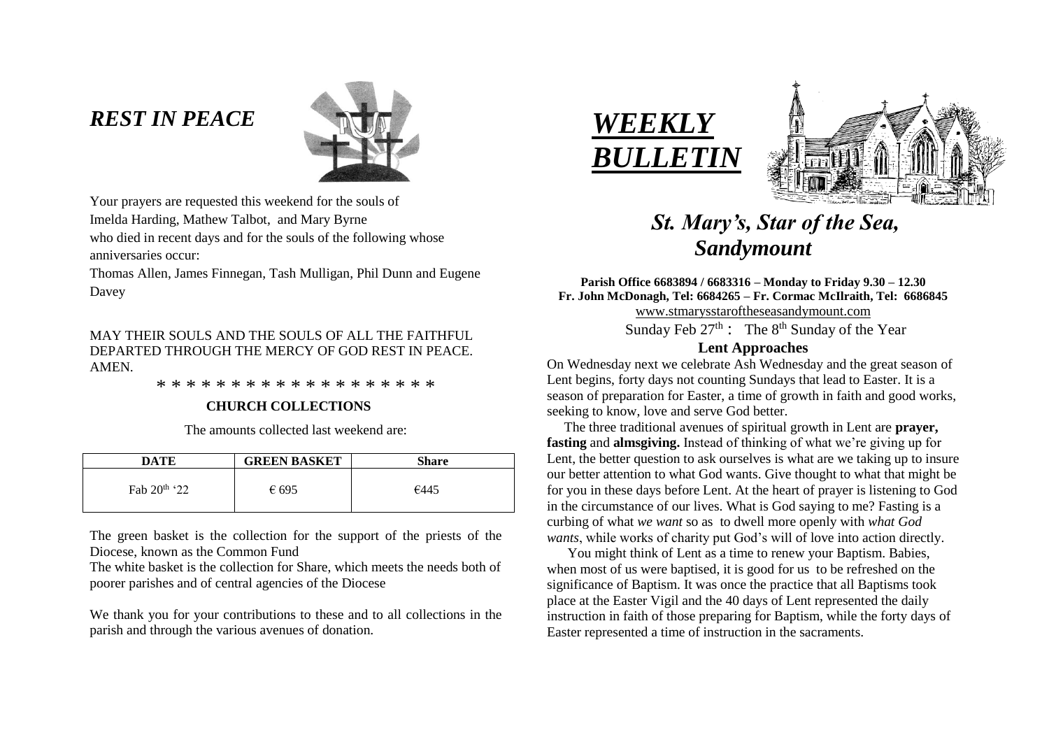## *REST IN PEACE*

Your prayers are requested this weekend for the souls of
Imelda Harding, Mathew Talbot, and Mary Byrne
who died in recent days and for the souls of the following whose anniversaries occur:
Thomas Allen, James Finnegan, Tash Mulligan, Phil Dunn and Eugene Davey

MAY THEIR SOULS AND THE SOULS OF ALL THE FAITHFUL DEPARTED THROUGH THE MERCY OF GOD REST IN PEACE. AMEN.

* * * * * * * * * * * * * * * * * * *

### CHURCH COLLECTIONS

The amounts collected last weekend are:

| DATE | GREEN BASKET | Share |
|---|---|---|
| Fab 20th '22 | € 695 | €445 |

The green basket is the collection for the support of the priests of the Diocese, known as the Common Fund

The white basket is the collection for Share, which meets the needs both of poorer parishes and of central agencies of the Diocese

We thank you for your contributions to these and to all collections in the parish and through the various avenues of donation.

# *WEEKLY BULLETIN*

## *St. Mary's, Star of the Sea, Sandymount*

**Parish Office 6683894 / 6683316 – Monday to Friday 9.30 – 12.30**
**Fr. John McDonagh, Tel: 6684265 – Fr. Cormac McIlraith, Tel: 6686845**
www.stmarysstaroftheseasandymount.com

Sunday Feb 27th : The 8th Sunday of the Year

### Lent Approaches

On Wednesday next we celebrate Ash Wednesday and the great season of Lent begins, forty days not counting Sundays that lead to Easter. It is a season of preparation for Easter, a time of growth in faith and good works, seeking to know, love and serve God better.

The three traditional avenues of spiritual growth in Lent are **prayer, fasting** and **almsgiving.** Instead of thinking of what we're giving up for Lent, the better question to ask ourselves is what are we taking up to insure our better attention to what God wants. Give thought to what that might be for you in these days before Lent. At the heart of prayer is listening to God in the circumstance of our lives. What is God saying to me? Fasting is a curbing of what *we want* so as to dwell more openly with *what God wants*, while works of charity put God's will of love into action directly.

You might think of Lent as a time to renew your Baptism. Babies, when most of us were baptised, it is good for us to be refreshed on the significance of Baptism. It was once the practice that all Baptisms took place at the Easter Vigil and the 40 days of Lent represented the daily instruction in faith of those preparing for Baptism, while the forty days of Easter represented a time of instruction in the sacraments.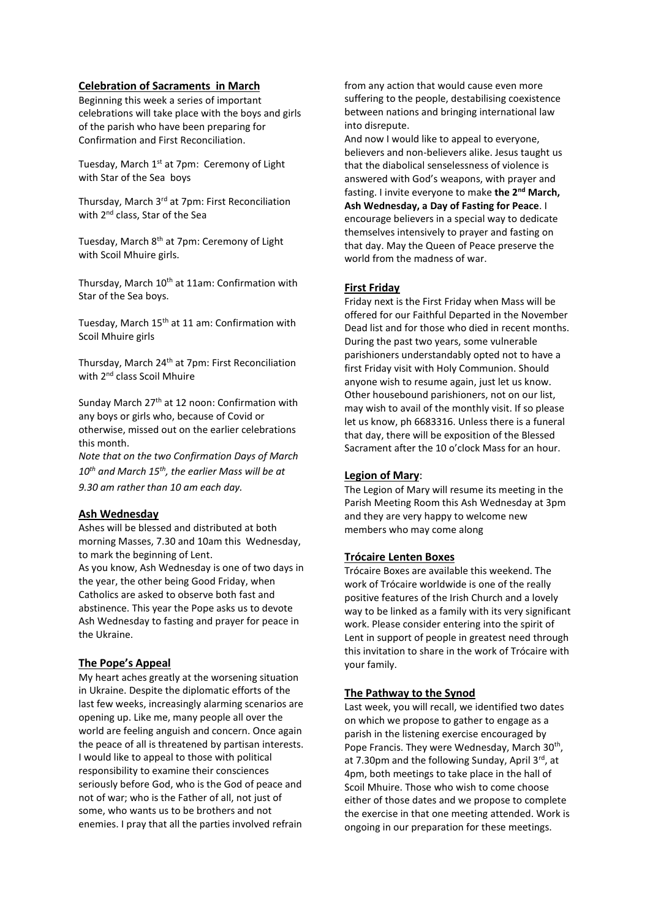## Celebration of Sacraments in March

Beginning this week a series of important celebrations will take place with the boys and girls of the parish who have been preparing for Confirmation and First Reconciliation.

Tuesday, March 1st at 7pm: Ceremony of Light with Star of the Sea boys

Thursday, March 3rd at 7pm: First Reconciliation with 2nd class, Star of the Sea

Tuesday, March 8th at 7pm: Ceremony of Light with Scoil Mhuire girls.

Thursday, March 10th at 11am: Confirmation with Star of the Sea boys.

Tuesday, March 15th at 11 am: Confirmation with Scoil Mhuire girls

Thursday, March 24th at 7pm: First Reconciliation with 2nd class Scoil Mhuire

Sunday March 27th at 12 noon: Confirmation with any boys or girls who, because of Covid or otherwise, missed out on the earlier celebrations this month.

*Note that on the two Confirmation Days of March 10th and March 15th, the earlier Mass will be at 9.30 am rather than 10 am each day.*

## Ash Wednesday

Ashes will be blessed and distributed at both morning Masses, 7.30 and 10am this Wednesday, to mark the beginning of Lent.

As you know, Ash Wednesday is one of two days in the year, the other being Good Friday, when Catholics are asked to observe both fast and abstinence. This year the Pope asks us to devote Ash Wednesday to fasting and prayer for peace in the Ukraine.

## The Pope's Appeal

My heart aches greatly at the worsening situation in Ukraine. Despite the diplomatic efforts of the last few weeks, increasingly alarming scenarios are opening up. Like me, many people all over the world are feeling anguish and concern. Once again the peace of all is threatened by partisan interests. I would like to appeal to those with political responsibility to examine their consciences seriously before God, who is the God of peace and not of war; who is the Father of all, not just of some, who wants us to be brothers and not enemies. I pray that all the parties involved refrain from any action that would cause even more suffering to the people, destabilising coexistence between nations and bringing international law into disrepute.

And now I would like to appeal to everyone, believers and non-believers alike. Jesus taught us that the diabolical senselessness of violence is answered with God's weapons, with prayer and fasting. I invite everyone to make **the 2nd March, Ash Wednesday, a Day of Fasting for Peace**. I encourage believers in a special way to dedicate themselves intensively to prayer and fasting on that day. May the Queen of Peace preserve the world from the madness of war.

## First Friday

Friday next is the First Friday when Mass will be offered for our Faithful Departed in the November Dead list and for those who died in recent months. During the past two years, some vulnerable parishioners understandably opted not to have a first Friday visit with Holy Communion. Should anyone wish to resume again, just let us know. Other housebound parishioners, not on our list, may wish to avail of the monthly visit. If so please let us know, ph 6683316. Unless there is a funeral that day, there will be exposition of the Blessed Sacrament after the 10 o'clock Mass for an hour.

## Legion of Mary:

The Legion of Mary will resume its meeting in the Parish Meeting Room this Ash Wednesday at 3pm and they are very happy to welcome new members who may come along

## Trócaire Lenten Boxes

Trócaire Boxes are available this weekend. The work of Trócaire worldwide is one of the really positive features of the Irish Church and a lovely way to be linked as a family with its very significant work. Please consider entering into the spirit of Lent in support of people in greatest need through this invitation to share in the work of Trócaire with your family.

## The Pathway to the Synod

Last week, you will recall, we identified two dates on which we propose to gather to engage as a parish in the listening exercise encouraged by Pope Francis. They were Wednesday, March 30th, at 7.30pm and the following Sunday, April 3rd, at 4pm, both meetings to take place in the hall of Scoil Mhuire. Those who wish to come choose either of those dates and we propose to complete the exercise in that one meeting attended. Work is ongoing in our preparation for these meetings.